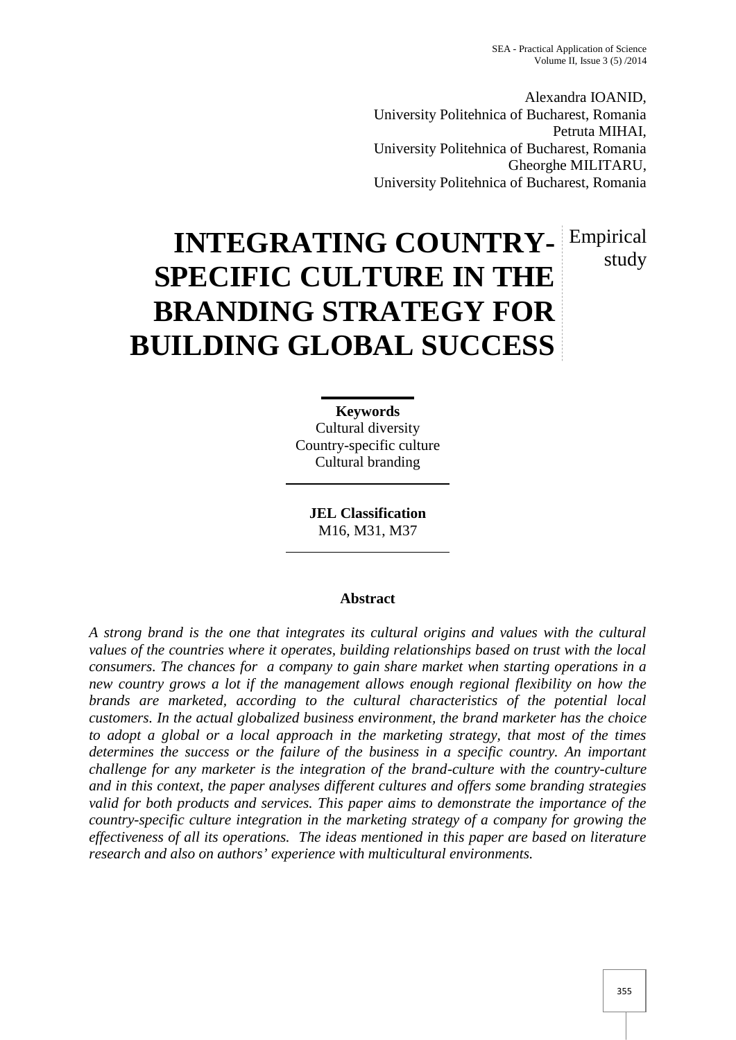Alexandra IOANID,
University Politehnica of Bucharest, Romania
Petruta MIHAI,
University Politehnica of Bucharest, Romania
Gheorghe MILITARU,
University Politehnica of Bucharest, Romania

# INTEGRATING COUNTRY-SPECIFIC CULTURE IN THE BRANDING STRATEGY FOR BUILDING GLOBAL SUCCESS

Empirical study

**Keywords**
Cultural diversity
Country-specific culture
Cultural branding

**JEL Classification**
M16, M31, M37

## Abstract

*A strong brand is the one that integrates its cultural origins and values with the cultural values of the countries where it operates, building relationships based on trust with the local consumers. The chances for a company to gain share market when starting operations in a new country grows a lot if the management allows enough regional flexibility on how the brands are marketed, according to the cultural characteristics of the potential local customers. In the actual globalized business environment, the brand marketer has the choice to adopt a global or a local approach in the marketing strategy, that most of the times determines the success or the failure of the business in a specific country. An important challenge for any marketer is the integration of the brand-culture with the country-culture and in this context, the paper analyses different cultures and offers some branding strategies valid for both products and services. This paper aims to demonstrate the importance of the country-specific culture integration in the marketing strategy of a company for growing the effectiveness of all its operations. The ideas mentioned in this paper are based on literature research and also on authors' experience with multicultural environments.*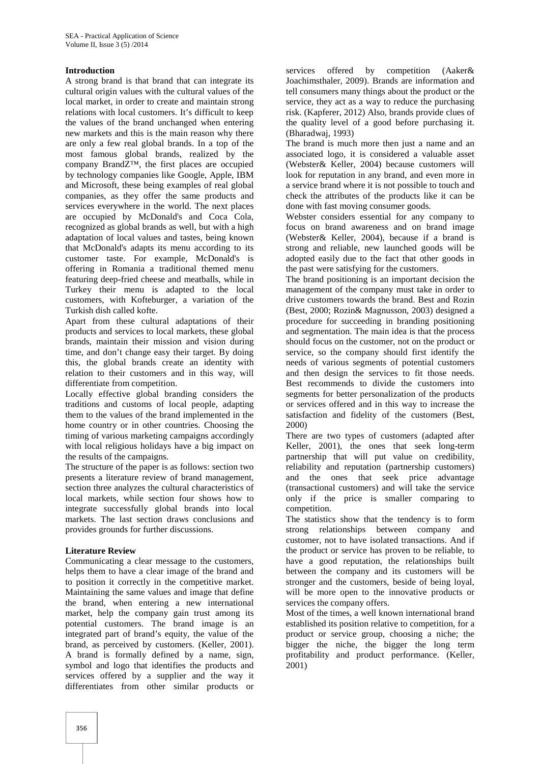## Introduction

A strong brand is that brand that can integrate its cultural origin values with the cultural values of the local market, in order to create and maintain strong relations with local customers. It's difficult to keep the values of the brand unchanged when entering new markets and this is the main reason why there are only a few real global brands. In a top of the most famous global brands, realized by the company BrandZ™, the first places are occupied by technology companies like Google, Apple, IBM and Microsoft, these being examples of real global companies, as they offer the same products and services everywhere in the world. The next places are occupied by McDonald's and Coca Cola, recognized as global brands as well, but with a high adaptation of local values and tastes, being known that McDonald's adapts its menu according to its customer taste. For example, McDonald's is offering in Romania a traditional themed menu featuring deep-fried cheese and meatballs, while in Turkey their menu is adapted to the local customers, with Kofteburger, a variation of the Turkish dish called kofte.

Apart from these cultural adaptations of their products and services to local markets, these global brands, maintain their mission and vision during time, and don't change easy their target. By doing this, the global brands create an identity with relation to their customers and in this way, will differentiate from competition.

Locally effective global branding considers the traditions and customs of local people, adapting them to the values of the brand implemented in the home country or in other countries. Choosing the timing of various marketing campaigns accordingly with local religious holidays have a big impact on the results of the campaigns.

The structure of the paper is as follows: section two presents a literature review of brand management, section three analyzes the cultural characteristics of local markets, while section four shows how to integrate successfully global brands into local markets. The last section draws conclusions and provides grounds for further discussions.

## Literature Review

Communicating a clear message to the customers, helps them to have a clear image of the brand and to position it correctly in the competitive market. Maintaining the same values and image that define the brand, when entering a new international market, help the company gain trust among its potential customers. The brand image is an integrated part of brand's equity, the value of the brand, as perceived by customers. (Keller, 2001). A brand is formally defined by a name, sign, symbol and logo that identifies the products and services offered by a supplier and the way it differentiates from other similar products or services offered by competition (Aaker& Joachimsthaler, 2009). Brands are information and tell consumers many things about the product or the service, they act as a way to reduce the purchasing risk. (Kapferer, 2012) Also, brands provide clues of the quality level of a good before purchasing it. (Bharadwaj, 1993)

The brand is much more then just a name and an associated logo, it is considered a valuable asset (Webster& Keller, 2004) because customers will look for reputation in any brand, and even more in a service brand where it is not possible to touch and check the attributes of the products like it can be done with fast moving consumer goods.

Webster considers essential for any company to focus on brand awareness and on brand image (Webster& Keller, 2004), because if a brand is strong and reliable, new launched goods will be adopted easily due to the fact that other goods in the past were satisfying for the customers.

The brand positioning is an important decision the management of the company must take in order to drive customers towards the brand. Best and Rozin (Best, 2000; Rozin& Magnusson, 2003) designed a procedure for succeeding in branding positioning and segmentation. The main idea is that the process should focus on the customer, not on the product or service, so the company should first identify the needs of various segments of potential customers and then design the services to fit those needs. Best recommends to divide the customers into segments for better personalization of the products or services offered and in this way to increase the satisfaction and fidelity of the customers (Best, 2000)

There are two types of customers (adapted after Keller, 2001), the ones that seek long-term partnership that will put value on credibility, reliability and reputation (partnership customers) and the ones that seek price advantage (transactional customers) and will take the service only if the price is smaller comparing to competition.

The statistics show that the tendency is to form strong relationships between company and customer, not to have isolated transactions. And if the product or service has proven to be reliable, to have a good reputation, the relationships built between the company and its customers will be stronger and the customers, beside of being loyal, will be more open to the innovative products or services the company offers.

Most of the times, a well known international brand established its position relative to competition, for a product or service group, choosing a niche; the bigger the niche, the bigger the long term profitability and product performance. (Keller, 2001)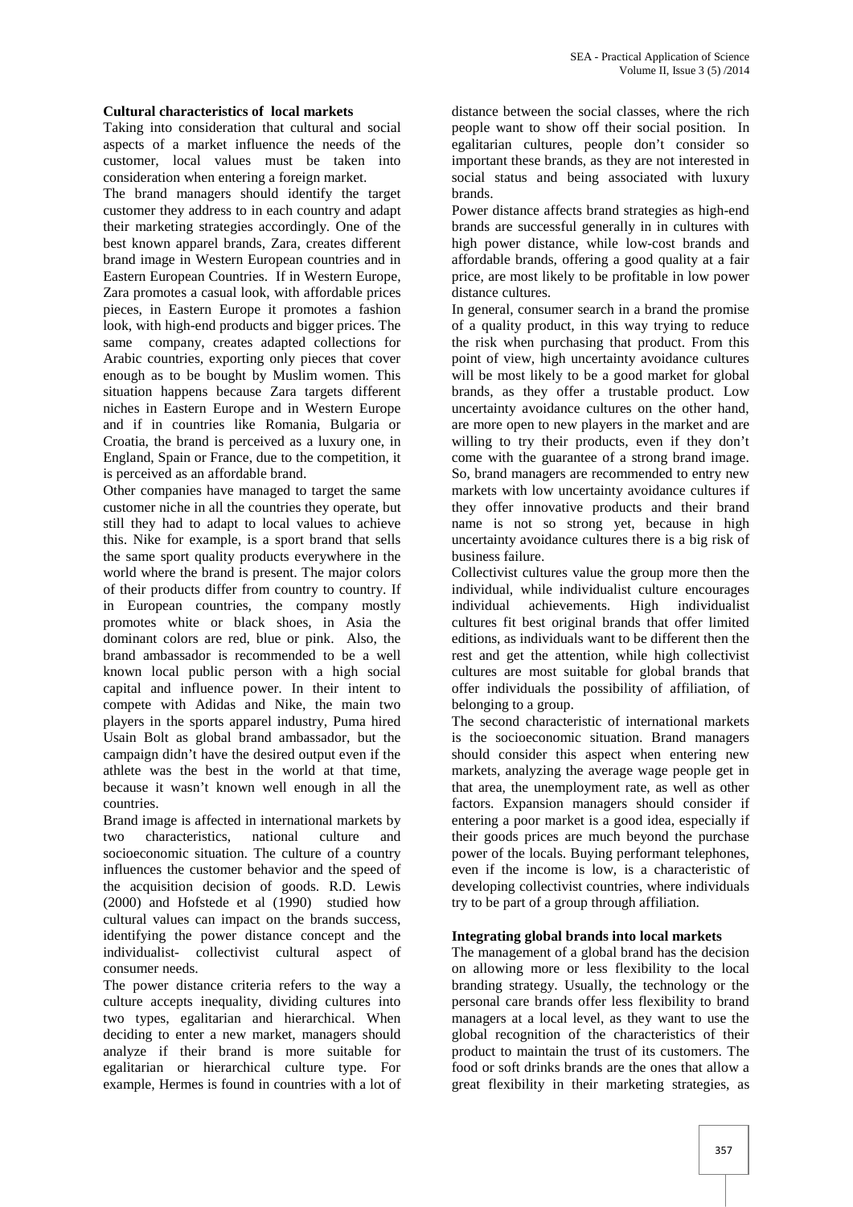**Cultural characteristics of local markets**

Taking into consideration that cultural and social aspects of a market influence the needs of the customer, local values must be taken into consideration when entering a foreign market.

The brand managers should identify the target customer they address to in each country and adapt their marketing strategies accordingly. One of the best known apparel brands, Zara, creates different brand image in Western European countries and in Eastern European Countries. If in Western Europe, Zara promotes a casual look, with affordable prices pieces, in Eastern Europe it promotes a fashion look, with high-end products and bigger prices. The same company, creates adapted collections for Arabic countries, exporting only pieces that cover enough as to be bought by Muslim women. This situation happens because Zara targets different niches in Eastern Europe and in Western Europe and if in countries like Romania, Bulgaria or Croatia, the brand is perceived as a luxury one, in England, Spain or France, due to the competition, it is perceived as an affordable brand.

Other companies have managed to target the same customer niche in all the countries they operate, but still they had to adapt to local values to achieve this. Nike for example, is a sport brand that sells the same sport quality products everywhere in the world where the brand is present. The major colors of their products differ from country to country. If in European countries, the company mostly promotes white or black shoes, in Asia the dominant colors are red, blue or pink. Also, the brand ambassador is recommended to be a well known local public person with a high social capital and influence power. In their intent to compete with Adidas and Nike, the main two players in the sports apparel industry, Puma hired Usain Bolt as global brand ambassador, but the campaign didn't have the desired output even if the athlete was the best in the world at that time, because it wasn't known well enough in all the countries.

Brand image is affected in international markets by two characteristics, national culture and socioeconomic situation. The culture of a country influences the customer behavior and the speed of the acquisition decision of goods. R.D. Lewis (2000) and Hofstede et al (1990) studied how cultural values can impact on the brands success, identifying the power distance concept and the individualist- collectivist cultural aspect of consumer needs.

The power distance criteria refers to the way a culture accepts inequality, dividing cultures into two types, egalitarian and hierarchical. When deciding to enter a new market, managers should analyze if their brand is more suitable for egalitarian or hierarchical culture type. For example, Hermes is found in countries with a lot of distance between the social classes, where the rich people want to show off their social position. In egalitarian cultures, people don't consider so important these brands, as they are not interested in social status and being associated with luxury brands.

Power distance affects brand strategies as high-end brands are successful generally in in cultures with high power distance, while low-cost brands and affordable brands, offering a good quality at a fair price, are most likely to be profitable in low power distance cultures.

In general, consumer search in a brand the promise of a quality product, in this way trying to reduce the risk when purchasing that product. From this point of view, high uncertainty avoidance cultures will be most likely to be a good market for global brands, as they offer a trustable product. Low uncertainty avoidance cultures on the other hand, are more open to new players in the market and are willing to try their products, even if they don't come with the guarantee of a strong brand image. So, brand managers are recommended to entry new markets with low uncertainty avoidance cultures if they offer innovative products and their brand name is not so strong yet, because in high uncertainty avoidance cultures there is a big risk of business failure.

Collectivist cultures value the group more then the individual, while individualist culture encourages individual achievements. High individualist cultures fit best original brands that offer limited editions, as individuals want to be different then the rest and get the attention, while high collectivist cultures are most suitable for global brands that offer individuals the possibility of affiliation, of belonging to a group.

The second characteristic of international markets is the socioeconomic situation. Brand managers should consider this aspect when entering new markets, analyzing the average wage people get in that area, the unemployment rate, as well as other factors. Expansion managers should consider if entering a poor market is a good idea, especially if their goods prices are much beyond the purchase power of the locals. Buying performant telephones, even if the income is low, is a characteristic of developing collectivist countries, where individuals try to be part of a group through affiliation.

**Integrating global brands into local markets**

The management of a global brand has the decision on allowing more or less flexibility to the local branding strategy. Usually, the technology or the personal care brands offer less flexibility to brand managers at a local level, as they want to use the global recognition of the characteristics of their product to maintain the trust of its customers. The food or soft drinks brands are the ones that allow a great flexibility in their marketing strategies, as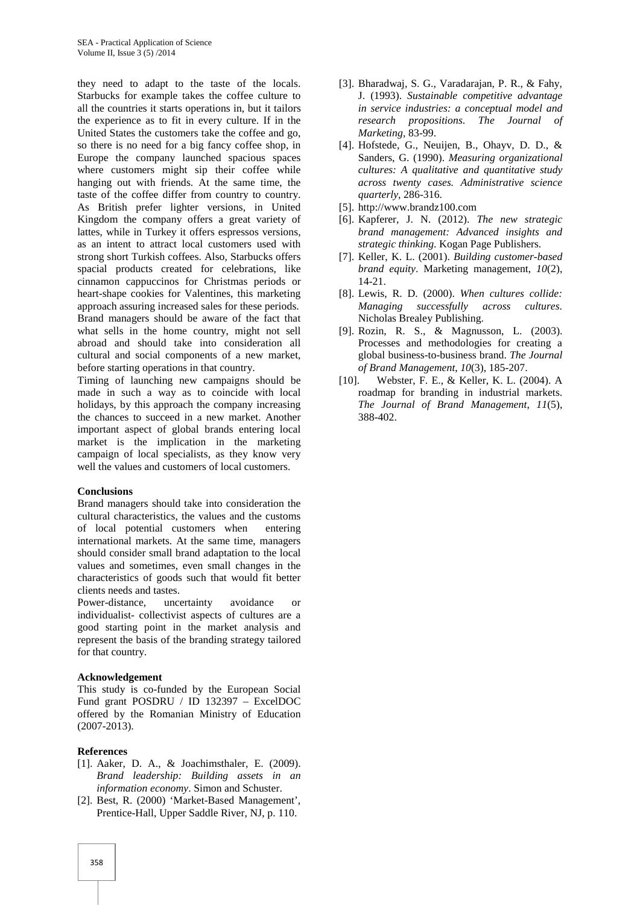they need to adapt to the taste of the locals. Starbucks for example takes the coffee culture to all the countries it starts operations in, but it tailors the experience as to fit in every culture. If in the United States the customers take the coffee and go, so there is no need for a big fancy coffee shop, in Europe the company launched spacious spaces where customers might sip their coffee while hanging out with friends. At the same time, the taste of the coffee differ from country to country. As British prefer lighter versions, in United Kingdom the company offers a great variety of lattes, while in Turkey it offers espressos versions, as an intent to attract local customers used with strong short Turkish coffees. Also, Starbucks offers spacial products created for celebrations, like cinnamon cappuccinos for Christmas periods or heart-shape cookies for Valentines, this marketing approach assuring increased sales for these periods. Brand managers should be aware of the fact that what sells in the home country, might not sell abroad and should take into consideration all cultural and social components of a new market, before starting operations in that country.

Timing of launching new campaigns should be made in such a way as to coincide with local holidays, by this approach the company increasing the chances to succeed in a new market. Another important aspect of global brands entering local market is the implication in the marketing campaign of local specialists, as they know very well the values and customers of local customers.

**Conclusions**

Brand managers should take into consideration the cultural characteristics, the values and the customs of local potential customers when entering international markets. At the same time, managers should consider small brand adaptation to the local values and sometimes, even small changes in the characteristics of goods such that would fit better clients needs and tastes.

Power-distance, uncertainty avoidance or individualist- collectivist aspects of cultures are a good starting point in the market analysis and represent the basis of the branding strategy tailored for that country.

**Acknowledgement**

This study is co-funded by the European Social Fund grant POSDRU / ID 132397 – ExcelDOC offered by the Romanian Ministry of Education (2007-2013).

**References**

[1]. Aaker, D. A., & Joachimsthaler, E. (2009). *Brand leadership: Building assets in an information economy*. Simon and Schuster.

[2]. Best, R. (2000) 'Market-Based Management', Prentice-Hall, Upper Saddle River, NJ, p. 110.

[3]. Bharadwaj, S. G., Varadarajan, P. R., & Fahy, J. (1993). *Sustainable competitive advantage in service industries: a conceptual model and research propositions. The Journal of Marketing*, 83-99.

[4]. Hofstede, G., Neuijen, B., Ohayv, D. D., & Sanders, G. (1990). *Measuring organizational cultures: A qualitative and quantitative study across twenty cases. Administrative science quarterly*, 286-316.

[5]. http://www.brandz100.com

[6]. Kapferer, J. N. (2012). *The new strategic brand management: Advanced insights and strategic thinking*. Kogan Page Publishers.

[7]. Keller, K. L. (2001). *Building customer-based brand equity*. Marketing management, *10*(2), 14-21.

[8]. Lewis, R. D. (2000). *When cultures collide: Managing successfully across cultures.* Nicholas Brealey Publishing.

[9]. Rozin, R. S., & Magnusson, L. (2003). Processes and methodologies for creating a global business-to-business brand. *The Journal of Brand Management*, *10*(3), 185-207.

[10]. Webster, F. E., & Keller, K. L. (2004). A roadmap for branding in industrial markets. *The Journal of Brand Management*, *11*(5), 388-402.